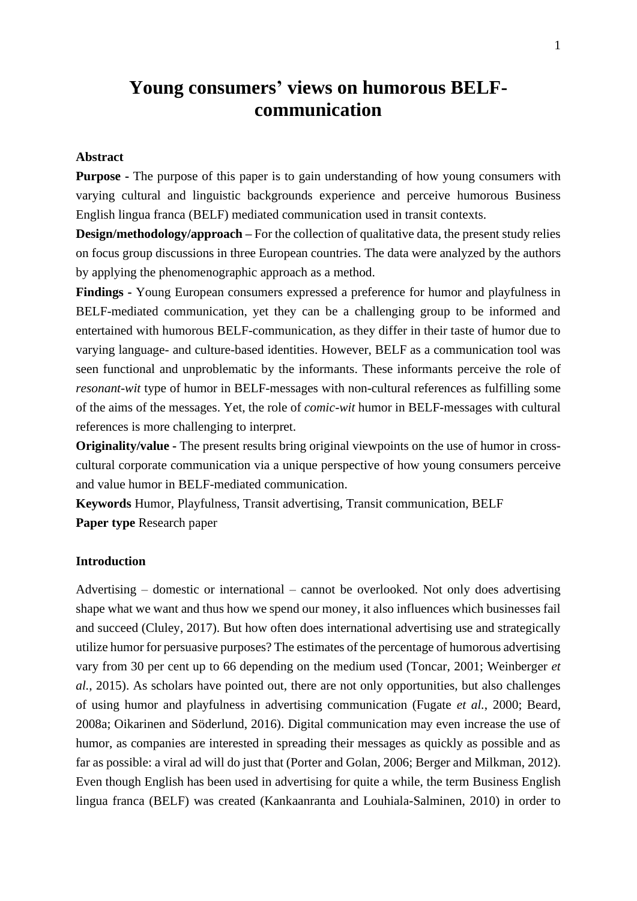# Young consumers' views on humorous BELF-communication

**Abstract**

**Purpose** - The purpose of this paper is to gain understanding of how young consumers with varying cultural and linguistic backgrounds experience and perceive humorous Business English lingua franca (BELF) mediated communication used in transit contexts.

**Design/methodology/approach** – For the collection of qualitative data, the present study relies on focus group discussions in three European countries. The data were analyzed by the authors by applying the phenomenographic approach as a method.

**Findings** - Young European consumers expressed a preference for humor and playfulness in BELF-mediated communication, yet they can be a challenging group to be informed and entertained with humorous BELF-communication, as they differ in their taste of humor due to varying language- and culture-based identities. However, BELF as a communication tool was seen functional and unproblematic by the informants. These informants perceive the role of *resonant-wit* type of humor in BELF-messages with non-cultural references as fulfilling some of the aims of the messages. Yet, the role of *comic-wit* humor in BELF-messages with cultural references is more challenging to interpret.

**Originality/value** - The present results bring original viewpoints on the use of humor in cross-cultural corporate communication via a unique perspective of how young consumers perceive and value humor in BELF-mediated communication.

**Keywords** Humor, Playfulness, Transit advertising, Transit communication, BELF

**Paper type** Research paper

**Introduction**

Advertising – domestic or international – cannot be overlooked. Not only does advertising shape what we want and thus how we spend our money, it also influences which businesses fail and succeed (Cluley, 2017). But how often does international advertising use and strategically utilize humor for persuasive purposes? The estimates of the percentage of humorous advertising vary from 30 per cent up to 66 depending on the medium used (Toncar, 2001; Weinberger *et al.*, 2015). As scholars have pointed out, there are not only opportunities, but also challenges of using humor and playfulness in advertising communication (Fugate *et al.*, 2000; Beard, 2008a; Oikarinen and Söderlund, 2016). Digital communication may even increase the use of humor, as companies are interested in spreading their messages as quickly as possible and as far as possible: a viral ad will do just that (Porter and Golan, 2006; Berger and Milkman, 2012). Even though English has been used in advertising for quite a while, the term Business English lingua franca (BELF) was created (Kankaanranta and Louhiala-Salminen, 2010) in order to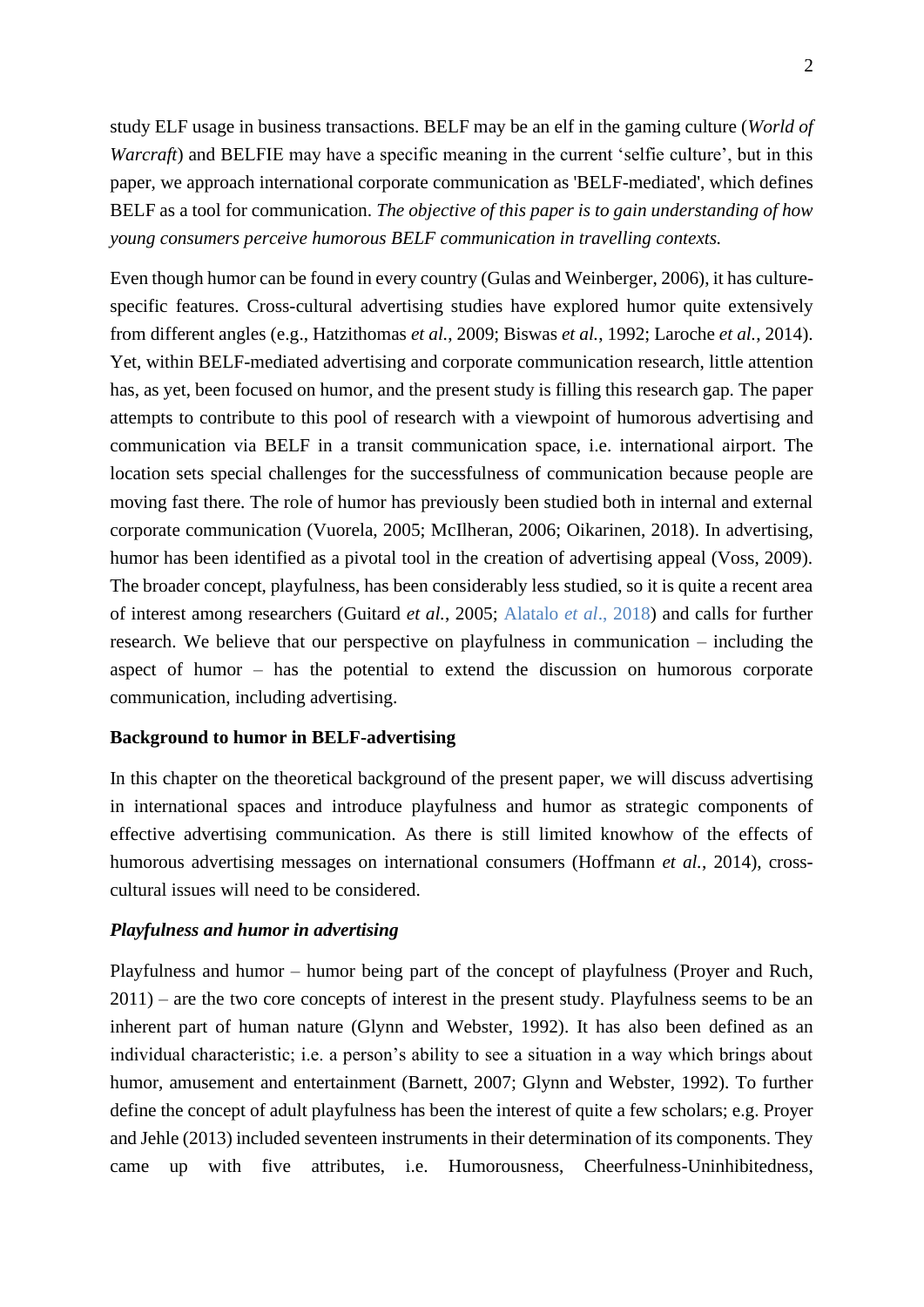study ELF usage in business transactions. BELF may be an elf in the gaming culture (*World of Warcraft*) and BELFIE may have a specific meaning in the current 'selfie culture', but in this paper, we approach international corporate communication as 'BELF-mediated', which defines BELF as a tool for communication. *The objective of this paper is to gain understanding of how young consumers perceive humorous BELF communication in travelling contexts.*

Even though humor can be found in every country (Gulas and Weinberger, 2006), it has culture-specific features. Cross-cultural advertising studies have explored humor quite extensively from different angles (e.g., Hatzithomas *et al.*, 2009; Biswas *et al.*, 1992; Laroche *et al.*, 2014). Yet, within BELF-mediated advertising and corporate communication research, little attention has, as yet, been focused on humor, and the present study is filling this research gap. The paper attempts to contribute to this pool of research with a viewpoint of humorous advertising and communication via BELF in a transit communication space, i.e. international airport. The location sets special challenges for the successfulness of communication because people are moving fast there. The role of humor has previously been studied both in internal and external corporate communication (Vuorela, 2005; McIlheran, 2006; Oikarinen, 2018). In advertising, humor has been identified as a pivotal tool in the creation of advertising appeal (Voss, 2009). The broader concept, playfulness, has been considerably less studied, so it is quite a recent area of interest among researchers (Guitard *et al.*, 2005; Alatalo *et al.*, 2018) and calls for further research. We believe that our perspective on playfulness in communication – including the aspect of humor – has the potential to extend the discussion on humorous corporate communication, including advertising.

**Background to humor in BELF-advertising**

In this chapter on the theoretical background of the present paper, we will discuss advertising in international spaces and introduce playfulness and humor as strategic components of effective advertising communication. As there is still limited knowhow of the effects of humorous advertising messages on international consumers (Hoffmann *et al.*, 2014), cross-cultural issues will need to be considered.

***Playfulness and humor in advertising***

Playfulness and humor – humor being part of the concept of playfulness (Proyer and Ruch, 2011) – are the two core concepts of interest in the present study. Playfulness seems to be an inherent part of human nature (Glynn and Webster, 1992). It has also been defined as an individual characteristic; i.e. a person's ability to see a situation in a way which brings about humor, amusement and entertainment (Barnett, 2007; Glynn and Webster, 1992). To further define the concept of adult playfulness has been the interest of quite a few scholars; e.g. Proyer and Jehle (2013) included seventeen instruments in their determination of its components. They came up with five attributes, i.e. Humorousness, Cheerfulness-Uninhibitedness,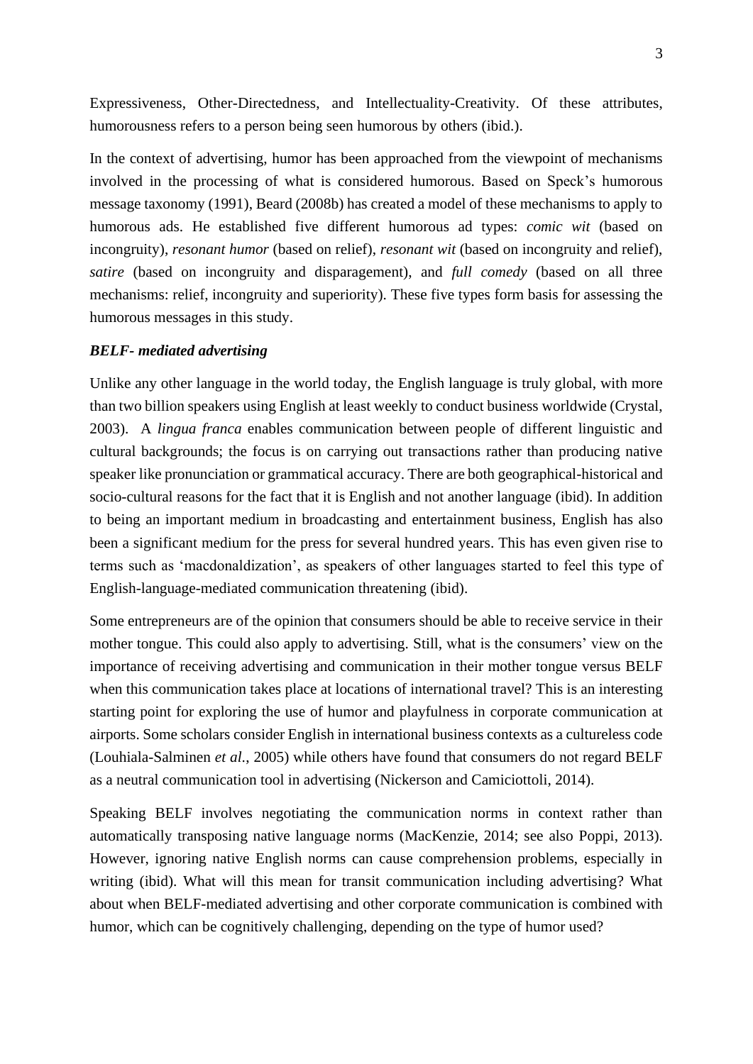Expressiveness, Other-Directedness, and Intellectuality-Creativity. Of these attributes, humorousness refers to a person being seen humorous by others (ibid.).

In the context of advertising, humor has been approached from the viewpoint of mechanisms involved in the processing of what is considered humorous. Based on Speck's humorous message taxonomy (1991), Beard (2008b) has created a model of these mechanisms to apply to humorous ads. He established five different humorous ad types: *comic wit* (based on incongruity), *resonant humor* (based on relief), *resonant wit* (based on incongruity and relief), *satire* (based on incongruity and disparagement), and *full comedy* (based on all three mechanisms: relief, incongruity and superiority). These five types form basis for assessing the humorous messages in this study.

***BELF- mediated advertising***

Unlike any other language in the world today, the English language is truly global, with more than two billion speakers using English at least weekly to conduct business worldwide (Crystal, 2003). A *lingua franca* enables communication between people of different linguistic and cultural backgrounds; the focus is on carrying out transactions rather than producing native speaker like pronunciation or grammatical accuracy. There are both geographical-historical and socio-cultural reasons for the fact that it is English and not another language (ibid). In addition to being an important medium in broadcasting and entertainment business, English has also been a significant medium for the press for several hundred years. This has even given rise to terms such as 'macdonaldization', as speakers of other languages started to feel this type of English-language-mediated communication threatening (ibid).

Some entrepreneurs are of the opinion that consumers should be able to receive service in their mother tongue. This could also apply to advertising. Still, what is the consumers' view on the importance of receiving advertising and communication in their mother tongue versus BELF when this communication takes place at locations of international travel? This is an interesting starting point for exploring the use of humor and playfulness in corporate communication at airports. Some scholars consider English in international business contexts as a cultureless code (Louhiala-Salminen *et al.*, 2005) while others have found that consumers do not regard BELF as a neutral communication tool in advertising (Nickerson and Camiciottoli, 2014).

Speaking BELF involves negotiating the communication norms in context rather than automatically transposing native language norms (MacKenzie, 2014; see also Poppi, 2013). However, ignoring native English norms can cause comprehension problems, especially in writing (ibid). What will this mean for transit communication including advertising? What about when BELF-mediated advertising and other corporate communication is combined with humor, which can be cognitively challenging, depending on the type of humor used?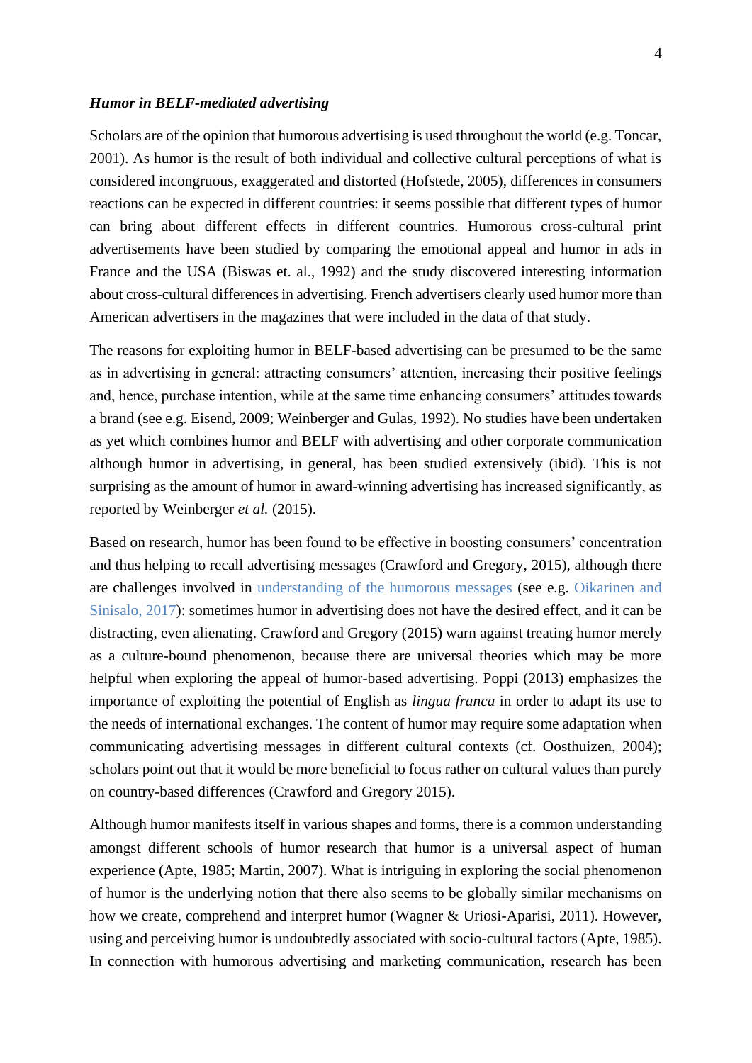### *Humor in BELF-mediated advertising*

Scholars are of the opinion that humorous advertising is used throughout the world (e.g. Toncar, 2001). As humor is the result of both individual and collective cultural perceptions of what is considered incongruous, exaggerated and distorted (Hofstede, 2005), differences in consumers reactions can be expected in different countries: it seems possible that different types of humor can bring about different effects in different countries. Humorous cross-cultural print advertisements have been studied by comparing the emotional appeal and humor in ads in France and the USA (Biswas et. al., 1992) and the study discovered interesting information about cross-cultural differences in advertising. French advertisers clearly used humor more than American advertisers in the magazines that were included in the data of that study.

The reasons for exploiting humor in BELF-based advertising can be presumed to be the same as in advertising in general: attracting consumers' attention, increasing their positive feelings and, hence, purchase intention, while at the same time enhancing consumers' attitudes towards a brand (see e.g. Eisend, 2009; Weinberger and Gulas, 1992). No studies have been undertaken as yet which combines humor and BELF with advertising and other corporate communication although humor in advertising, in general, has been studied extensively (ibid). This is not surprising as the amount of humor in award-winning advertising has increased significantly, as reported by Weinberger *et al.* (2015).

Based on research, humor has been found to be effective in boosting consumers' concentration and thus helping to recall advertising messages (Crawford and Gregory, 2015), although there are challenges involved in understanding of the humorous messages (see e.g. Oikarinen and Sinisalo, 2017): sometimes humor in advertising does not have the desired effect, and it can be distracting, even alienating. Crawford and Gregory (2015) warn against treating humor merely as a culture-bound phenomenon, because there are universal theories which may be more helpful when exploring the appeal of humor-based advertising. Poppi (2013) emphasizes the importance of exploiting the potential of English as *lingua franca* in order to adapt its use to the needs of international exchanges. The content of humor may require some adaptation when communicating advertising messages in different cultural contexts (cf. Oosthuizen, 2004); scholars point out that it would be more beneficial to focus rather on cultural values than purely on country-based differences (Crawford and Gregory 2015).

Although humor manifests itself in various shapes and forms, there is a common understanding amongst different schools of humor research that humor is a universal aspect of human experience (Apte, 1985; Martin, 2007). What is intriguing in exploring the social phenomenon of humor is the underlying notion that there also seems to be globally similar mechanisms on how we create, comprehend and interpret humor (Wagner & Uriosi-Aparisi, 2011). However, using and perceiving humor is undoubtedly associated with socio-cultural factors (Apte, 1985). In connection with humorous advertising and marketing communication, research has been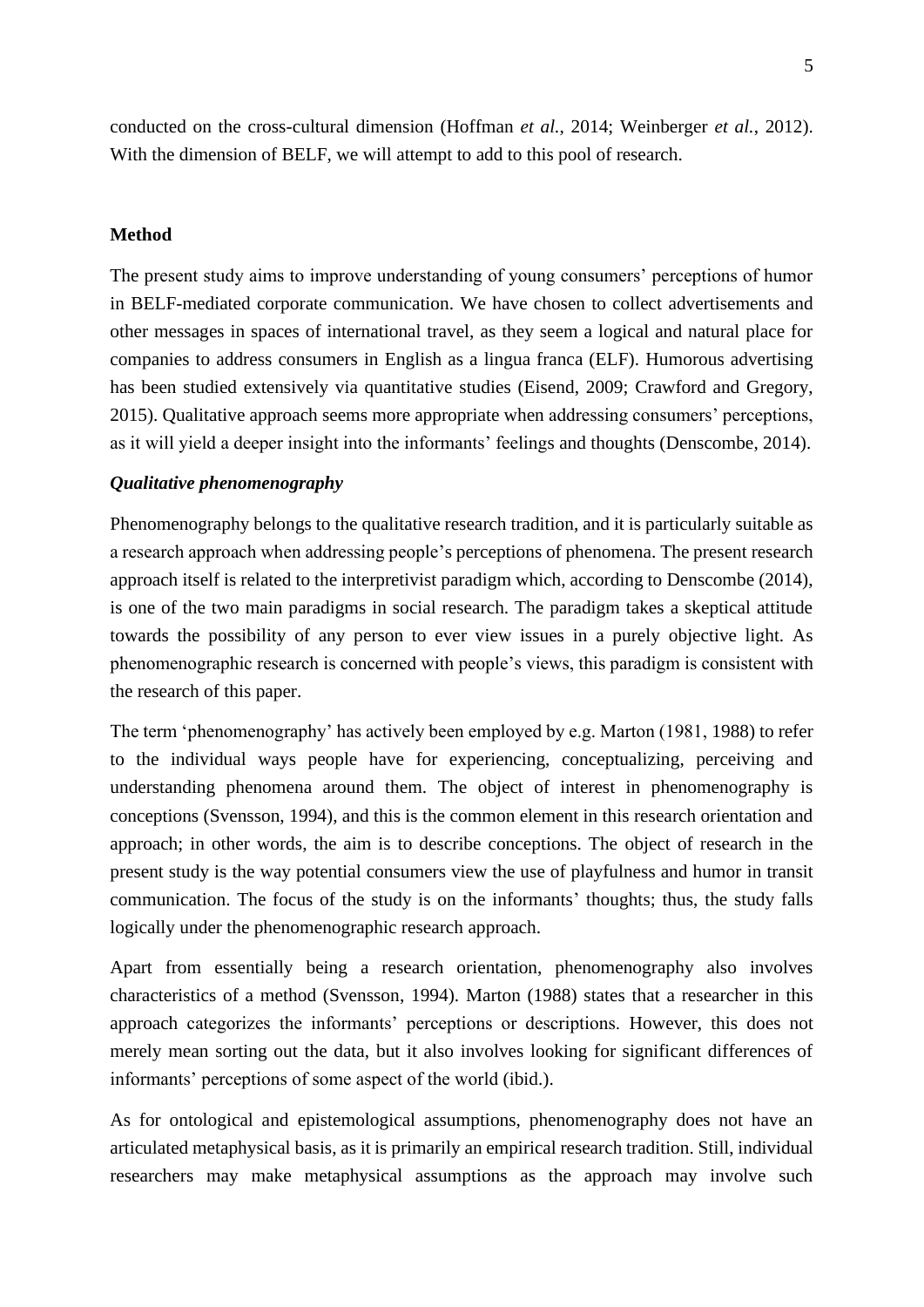conducted on the cross-cultural dimension (Hoffman *et al.*, 2014; Weinberger *et al.*, 2012). With the dimension of BELF, we will attempt to add to this pool of research.

## Method

The present study aims to improve understanding of young consumers' perceptions of humor in BELF-mediated corporate communication. We have chosen to collect advertisements and other messages in spaces of international travel, as they seem a logical and natural place for companies to address consumers in English as a lingua franca (ELF). Humorous advertising has been studied extensively via quantitative studies (Eisend, 2009; Crawford and Gregory, 2015). Qualitative approach seems more appropriate when addressing consumers' perceptions, as it will yield a deeper insight into the informants' feelings and thoughts (Denscombe, 2014).

### *Qualitative phenomenography*

Phenomenography belongs to the qualitative research tradition, and it is particularly suitable as a research approach when addressing people's perceptions of phenomena. The present research approach itself is related to the interpretivist paradigm which, according to Denscombe (2014), is one of the two main paradigms in social research. The paradigm takes a skeptical attitude towards the possibility of any person to ever view issues in a purely objective light. As phenomenographic research is concerned with people's views, this paradigm is consistent with the research of this paper.

The term 'phenomenography' has actively been employed by e.g. Marton (1981, 1988) to refer to the individual ways people have for experiencing, conceptualizing, perceiving and understanding phenomena around them. The object of interest in phenomenography is conceptions (Svensson, 1994), and this is the common element in this research orientation and approach; in other words, the aim is to describe conceptions. The object of research in the present study is the way potential consumers view the use of playfulness and humor in transit communication. The focus of the study is on the informants' thoughts; thus, the study falls logically under the phenomenographic research approach.

Apart from essentially being a research orientation, phenomenography also involves characteristics of a method (Svensson, 1994). Marton (1988) states that a researcher in this approach categorizes the informants' perceptions or descriptions. However, this does not merely mean sorting out the data, but it also involves looking for significant differences of informants' perceptions of some aspect of the world (ibid.).

As for ontological and epistemological assumptions, phenomenography does not have an articulated metaphysical basis, as it is primarily an empirical research tradition. Still, individual researchers may make metaphysical assumptions as the approach may involve such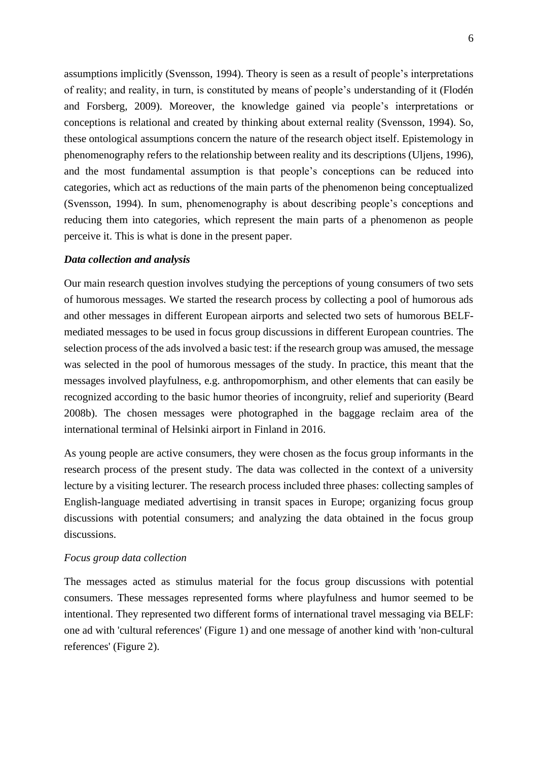assumptions implicitly (Svensson, 1994). Theory is seen as a result of people's interpretations of reality; and reality, in turn, is constituted by means of people's understanding of it (Flodén and Forsberg, 2009). Moreover, the knowledge gained via people's interpretations or conceptions is relational and created by thinking about external reality (Svensson, 1994). So, these ontological assumptions concern the nature of the research object itself. Epistemology in phenomenography refers to the relationship between reality and its descriptions (Uljens, 1996), and the most fundamental assumption is that people's conceptions can be reduced into categories, which act as reductions of the main parts of the phenomenon being conceptualized (Svensson, 1994). In sum, phenomenography is about describing people's conceptions and reducing them into categories, which represent the main parts of a phenomenon as people perceive it. This is what is done in the present paper.

***Data collection and analysis***

Our main research question involves studying the perceptions of young consumers of two sets of humorous messages. We started the research process by collecting a pool of humorous ads and other messages in different European airports and selected two sets of humorous BELF-mediated messages to be used in focus group discussions in different European countries. The selection process of the ads involved a basic test: if the research group was amused, the message was selected in the pool of humorous messages of the study. In practice, this meant that the messages involved playfulness, e.g. anthropomorphism, and other elements that can easily be recognized according to the basic humor theories of incongruity, relief and superiority (Beard 2008b). The chosen messages were photographed in the baggage reclaim area of the international terminal of Helsinki airport in Finland in 2016.

As young people are active consumers, they were chosen as the focus group informants in the research process of the present study. The data was collected in the context of a university lecture by a visiting lecturer. The research process included three phases: collecting samples of English-language mediated advertising in transit spaces in Europe; organizing focus group discussions with potential consumers; and analyzing the data obtained in the focus group discussions.

*Focus group data collection*

The messages acted as stimulus material for the focus group discussions with potential consumers. These messages represented forms where playfulness and humor seemed to be intentional. They represented two different forms of international travel messaging via BELF: one ad with 'cultural references' (Figure 1) and one message of another kind with 'non-cultural references' (Figure 2).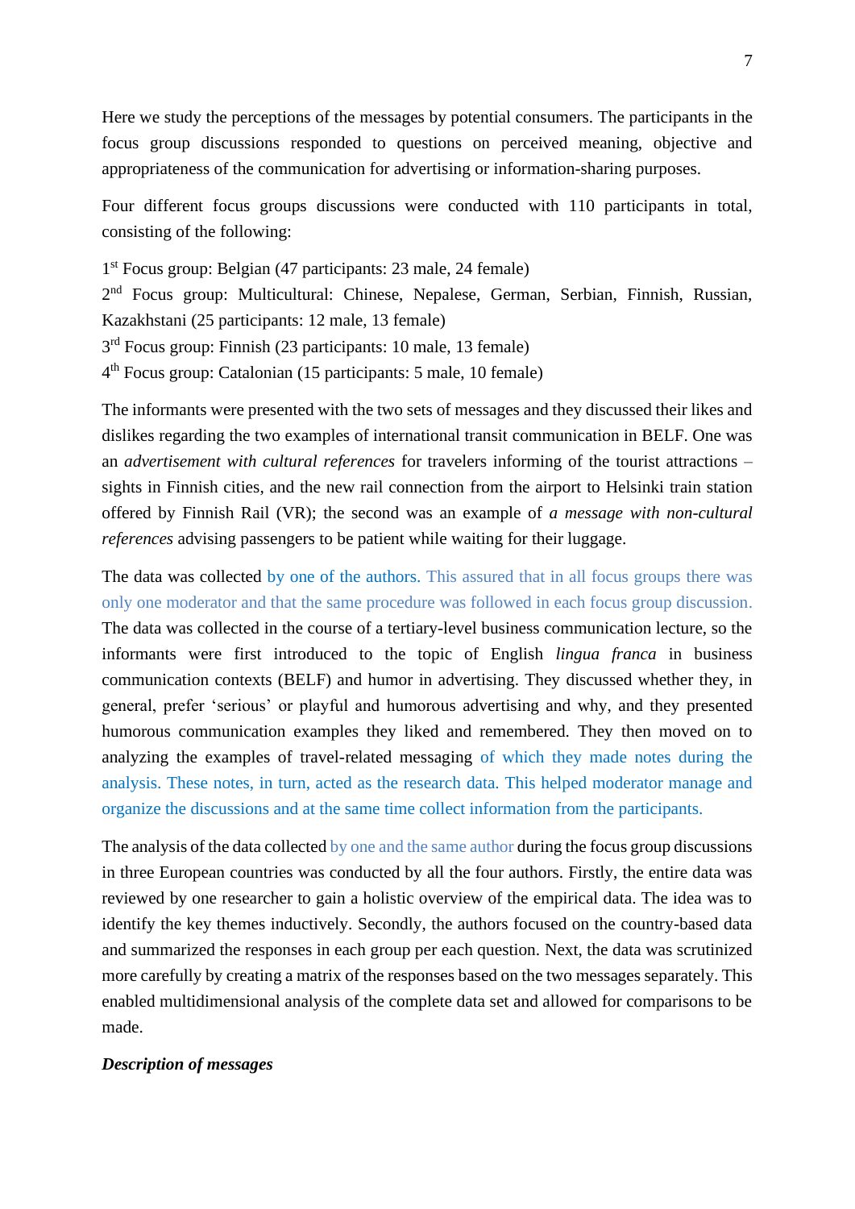Here we study the perceptions of the messages by potential consumers. The participants in the focus group discussions responded to questions on perceived meaning, objective and appropriateness of the communication for advertising or information-sharing purposes.

Four different focus groups discussions were conducted with 110 participants in total, consisting of the following:

1st Focus group: Belgian (47 participants: 23 male, 24 female)
2nd Focus group: Multicultural: Chinese, Nepalese, German, Serbian, Finnish, Russian, Kazakhstani (25 participants: 12 male, 13 female)
3rd Focus group: Finnish (23 participants: 10 male, 13 female)
4th Focus group: Catalonian (15 participants: 5 male, 10 female)

The informants were presented with the two sets of messages and they discussed their likes and dislikes regarding the two examples of international transit communication in BELF. One was an *advertisement with cultural references* for travelers informing of the tourist attractions – sights in Finnish cities, and the new rail connection from the airport to Helsinki train station offered by Finnish Rail (VR); the second was an example of *a message with non-cultural references* advising passengers to be patient while waiting for their luggage.

The data was collected by one of the authors. This assured that in all focus groups there was only one moderator and that the same procedure was followed in each focus group discussion. The data was collected in the course of a tertiary-level business communication lecture, so the informants were first introduced to the topic of English *lingua franca* in business communication contexts (BELF) and humor in advertising. They discussed whether they, in general, prefer 'serious' or playful and humorous advertising and why, and they presented humorous communication examples they liked and remembered. They then moved on to analyzing the examples of travel-related messaging of which they made notes during the analysis. These notes, in turn, acted as the research data. This helped moderator manage and organize the discussions and at the same time collect information from the participants.

The analysis of the data collected by one and the same author during the focus group discussions in three European countries was conducted by all the four authors. Firstly, the entire data was reviewed by one researcher to gain a holistic overview of the empirical data. The idea was to identify the key themes inductively. Secondly, the authors focused on the country-based data and summarized the responses in each group per each question. Next, the data was scrutinized more carefully by creating a matrix of the responses based on the two messages separately. This enabled multidimensional analysis of the complete data set and allowed for comparisons to be made.

***Description of messages***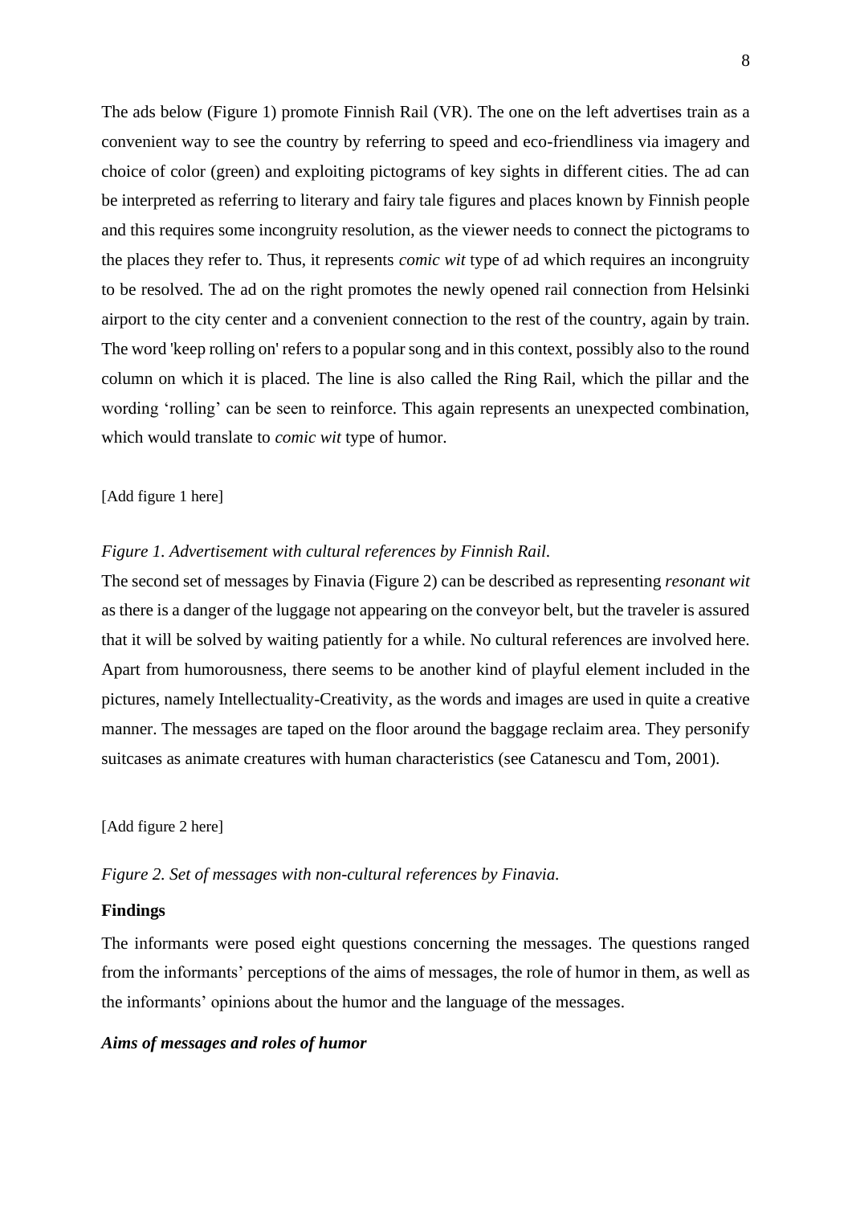The ads below (Figure 1) promote Finnish Rail (VR). The one on the left advertises train as a convenient way to see the country by referring to speed and eco-friendliness via imagery and choice of color (green) and exploiting pictograms of key sights in different cities. The ad can be interpreted as referring to literary and fairy tale figures and places known by Finnish people and this requires some incongruity resolution, as the viewer needs to connect the pictograms to the places they refer to. Thus, it represents *comic wit* type of ad which requires an incongruity to be resolved. The ad on the right promotes the newly opened rail connection from Helsinki airport to the city center and a convenient connection to the rest of the country, again by train. The word 'keep rolling on' refers to a popular song and in this context, possibly also to the round column on which it is placed. The line is also called the Ring Rail, which the pillar and the wording 'rolling' can be seen to reinforce. This again represents an unexpected combination, which would translate to *comic wit* type of humor.

[Add figure 1 here]

*Figure 1. Advertisement with cultural references by Finnish Rail.*

The second set of messages by Finavia (Figure 2) can be described as representing *resonant wit* as there is a danger of the luggage not appearing on the conveyor belt, but the traveler is assured that it will be solved by waiting patiently for a while. No cultural references are involved here. Apart from humorousness, there seems to be another kind of playful element included in the pictures, namely Intellectuality-Creativity, as the words and images are used in quite a creative manner. The messages are taped on the floor around the baggage reclaim area. They personify suitcases as animate creatures with human characteristics (see Catanescu and Tom, 2001).

[Add figure 2 here]

*Figure 2. Set of messages with non-cultural references by Finavia.*

## Findings

The informants were posed eight questions concerning the messages. The questions ranged from the informants' perceptions of the aims of messages, the role of humor in them, as well as the informants' opinions about the humor and the language of the messages.

### *Aims of messages and roles of humor*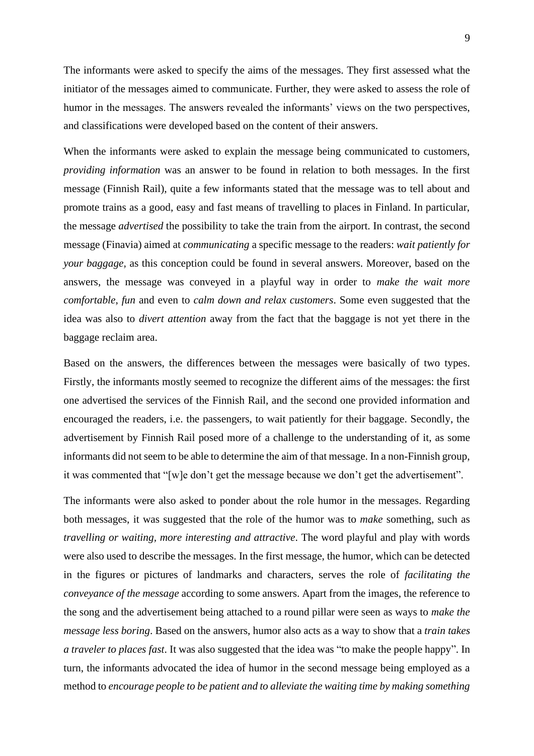The informants were asked to specify the aims of the messages. They first assessed what the initiator of the messages aimed to communicate. Further, they were asked to assess the role of humor in the messages. The answers revealed the informants' views on the two perspectives, and classifications were developed based on the content of their answers.

When the informants were asked to explain the message being communicated to customers, *providing information* was an answer to be found in relation to both messages. In the first message (Finnish Rail), quite a few informants stated that the message was to tell about and promote trains as a good, easy and fast means of travelling to places in Finland. In particular, the message *advertised* the possibility to take the train from the airport. In contrast, the second message (Finavia) aimed at *communicating* a specific message to the readers: *wait patiently for your baggage,* as this conception could be found in several answers. Moreover, based on the answers, the message was conveyed in a playful way in order to *make the wait more comfortable*, *fun* and even to *calm down and relax customers*. Some even suggested that the idea was also to *divert attention* away from the fact that the baggage is not yet there in the baggage reclaim area.

Based on the answers, the differences between the messages were basically of two types. Firstly, the informants mostly seemed to recognize the different aims of the messages: the first one advertised the services of the Finnish Rail, and the second one provided information and encouraged the readers, i.e. the passengers, to wait patiently for their baggage. Secondly, the advertisement by Finnish Rail posed more of a challenge to the understanding of it, as some informants did not seem to be able to determine the aim of that message. In a non-Finnish group, it was commented that "[w]e don't get the message because we don't get the advertisement".

The informants were also asked to ponder about the role humor in the messages. Regarding both messages, it was suggested that the role of the humor was to *make* something, such as *travelling or waiting, more interesting and attractive*. The word playful and play with words were also used to describe the messages. In the first message, the humor, which can be detected in the figures or pictures of landmarks and characters, serves the role of *facilitating the conveyance of the message* according to some answers. Apart from the images, the reference to the song and the advertisement being attached to a round pillar were seen as ways to *make the message less boring*. Based on the answers, humor also acts as a way to show that a *train takes a traveler to places fast*. It was also suggested that the idea was "to make the people happy". In turn, the informants advocated the idea of humor in the second message being employed as a method to *encourage people to be patient and to alleviate the waiting time by making something*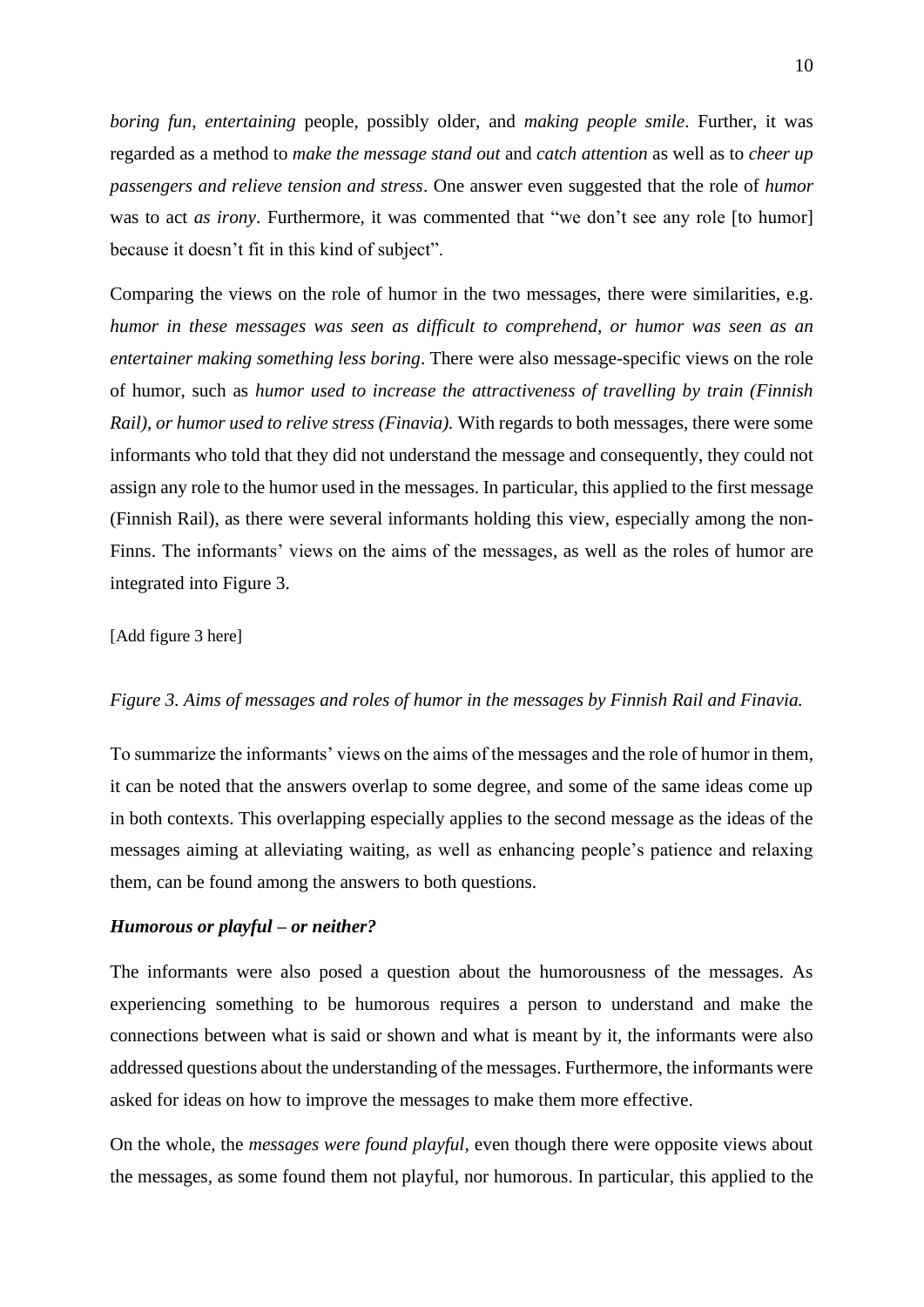*boring fun*, *entertaining* people, possibly older, and *making people smile*. Further, it was regarded as a method to *make the message stand out* and *catch attention* as well as to *cheer up passengers and relieve tension and stress*. One answer even suggested that the role of *humor* was to act *as irony*. Furthermore, it was commented that "we don't see any role [to humor] because it doesn't fit in this kind of subject".

Comparing the views on the role of humor in the two messages, there were similarities, e.g. *humor in these messages was seen as difficult to comprehend, or humor was seen as an entertainer making something less boring*. There were also message-specific views on the role of humor, such as *humor used to increase the attractiveness of travelling by train (Finnish Rail), or humor used to relive stress (Finavia).* With regards to both messages, there were some informants who told that they did not understand the message and consequently, they could not assign any role to the humor used in the messages. In particular, this applied to the first message (Finnish Rail), as there were several informants holding this view, especially among the non-Finns. The informants' views on the aims of the messages, as well as the roles of humor are integrated into Figure 3.

[Add figure 3 here]

*Figure 3. Aims of messages and roles of humor in the messages by Finnish Rail and Finavia.*

To summarize the informants' views on the aims of the messages and the role of humor in them, it can be noted that the answers overlap to some degree, and some of the same ideas come up in both contexts. This overlapping especially applies to the second message as the ideas of the messages aiming at alleviating waiting, as well as enhancing people's patience and relaxing them, can be found among the answers to both questions.

### *Humorous or playful – or neither?*

The informants were also posed a question about the humorousness of the messages. As experiencing something to be humorous requires a person to understand and make the connections between what is said or shown and what is meant by it, the informants were also addressed questions about the understanding of the messages. Furthermore, the informants were asked for ideas on how to improve the messages to make them more effective.

On the whole, the *messages were found playful*, even though there were opposite views about the messages, as some found them not playful, nor humorous. In particular, this applied to the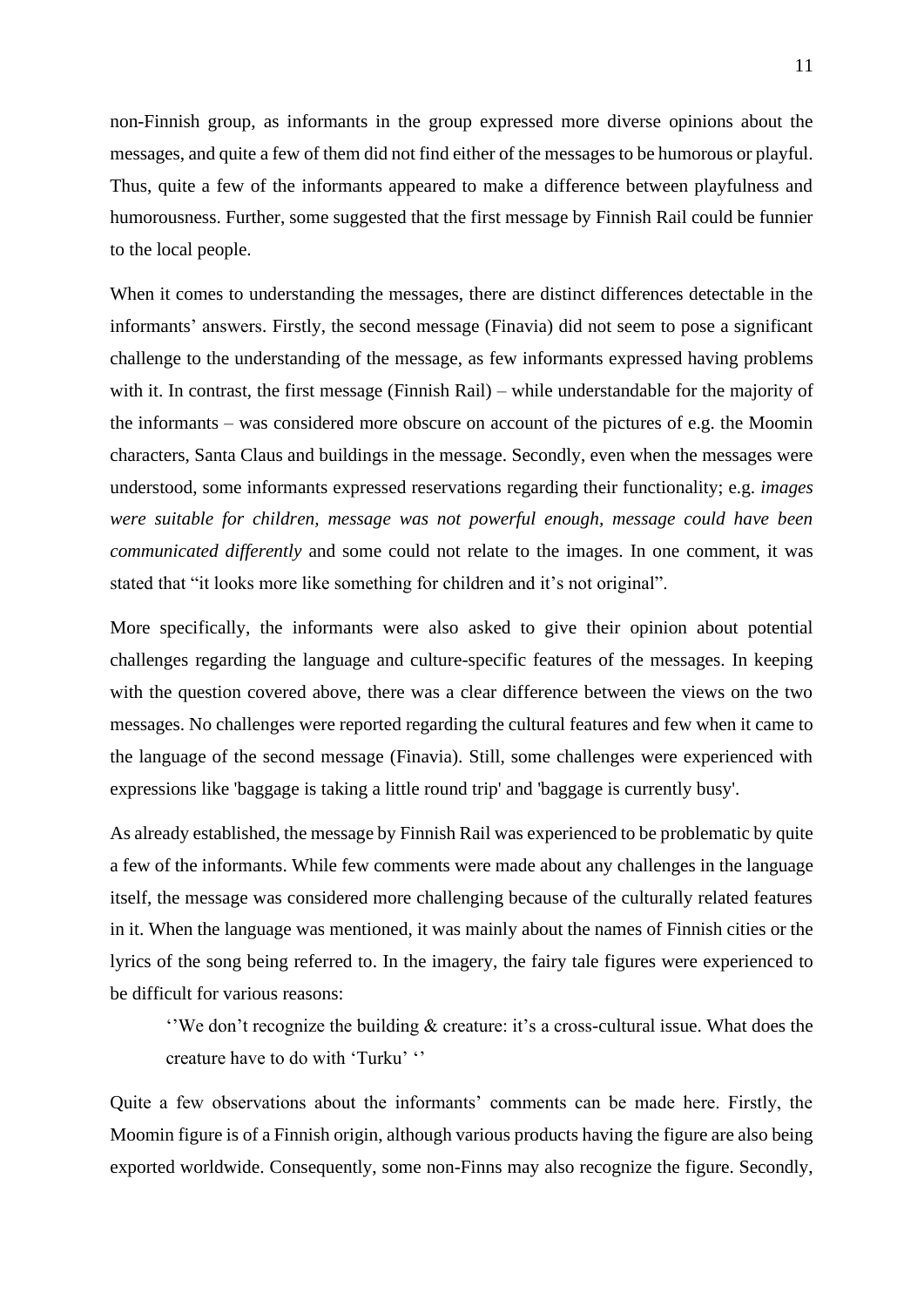non-Finnish group, as informants in the group expressed more diverse opinions about the messages, and quite a few of them did not find either of the messages to be humorous or playful. Thus, quite a few of the informants appeared to make a difference between playfulness and humorousness. Further, some suggested that the first message by Finnish Rail could be funnier to the local people.

When it comes to understanding the messages, there are distinct differences detectable in the informants' answers. Firstly, the second message (Finavia) did not seem to pose a significant challenge to the understanding of the message, as few informants expressed having problems with it. In contrast, the first message (Finnish Rail) – while understandable for the majority of the informants – was considered more obscure on account of the pictures of e.g. the Moomin characters, Santa Claus and buildings in the message. Secondly, even when the messages were understood, some informants expressed reservations regarding their functionality; e.g. *images were suitable for children, message was not powerful enough, message could have been communicated differently* and some could not relate to the images. In one comment, it was stated that "it looks more like something for children and it's not original".

More specifically, the informants were also asked to give their opinion about potential challenges regarding the language and culture-specific features of the messages. In keeping with the question covered above, there was a clear difference between the views on the two messages. No challenges were reported regarding the cultural features and few when it came to the language of the second message (Finavia). Still, some challenges were experienced with expressions like 'baggage is taking a little round trip' and 'baggage is currently busy'.

As already established, the message by Finnish Rail was experienced to be problematic by quite a few of the informants. While few comments were made about any challenges in the language itself, the message was considered more challenging because of the culturally related features in it. When the language was mentioned, it was mainly about the names of Finnish cities or the lyrics of the song being referred to. In the imagery, the fairy tale figures were experienced to be difficult for various reasons:

> ''We don't recognize the building & creature: it's a cross-cultural issue. What does the creature have to do with 'Turku' ''

Quite a few observations about the informants' comments can be made here. Firstly, the Moomin figure is of a Finnish origin, although various products having the figure are also being exported worldwide. Consequently, some non-Finns may also recognize the figure. Secondly,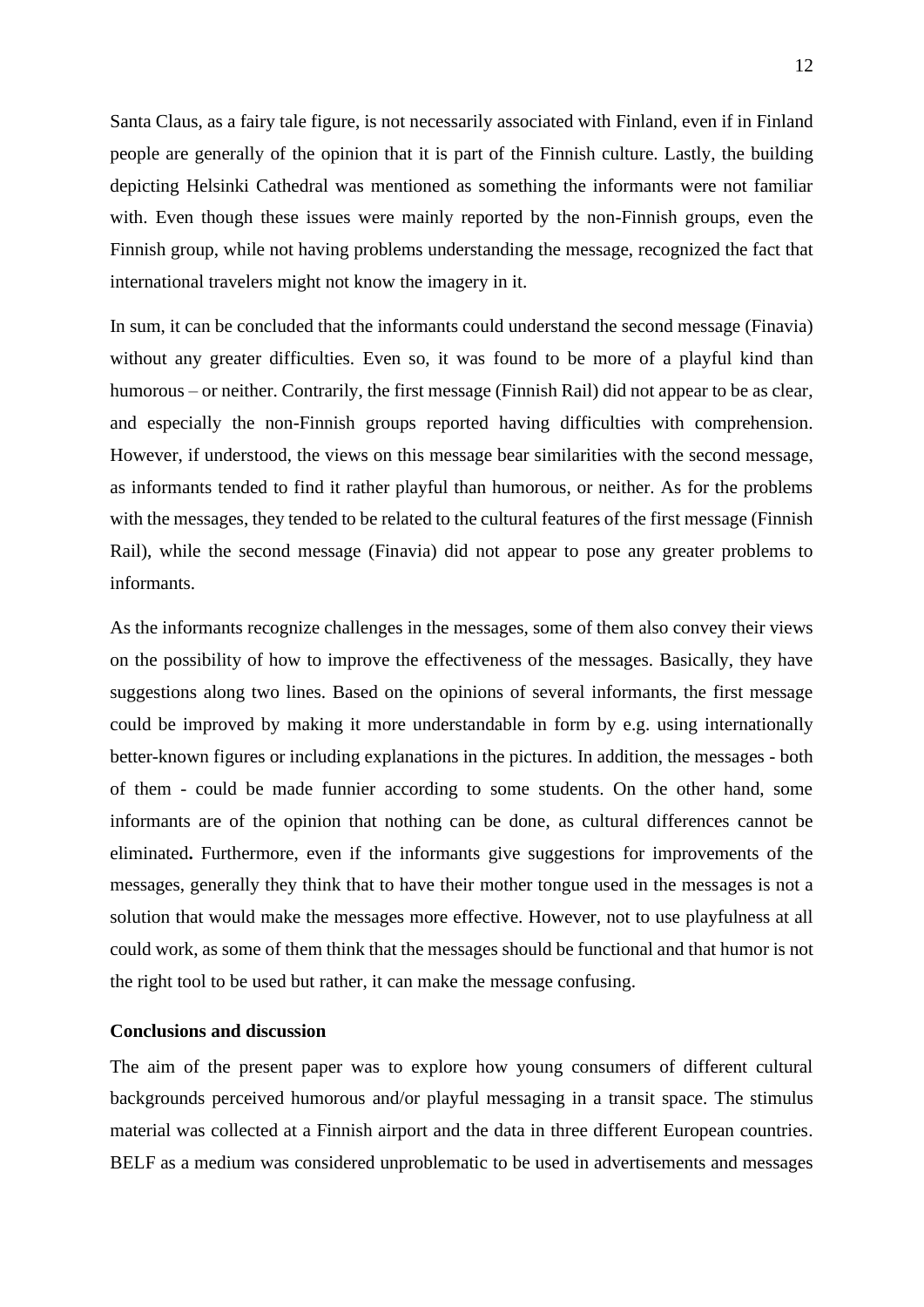Santa Claus, as a fairy tale figure, is not necessarily associated with Finland, even if in Finland people are generally of the opinion that it is part of the Finnish culture. Lastly, the building depicting Helsinki Cathedral was mentioned as something the informants were not familiar with. Even though these issues were mainly reported by the non-Finnish groups, even the Finnish group, while not having problems understanding the message, recognized the fact that international travelers might not know the imagery in it.

In sum, it can be concluded that the informants could understand the second message (Finavia) without any greater difficulties. Even so, it was found to be more of a playful kind than humorous – or neither. Contrarily, the first message (Finnish Rail) did not appear to be as clear, and especially the non-Finnish groups reported having difficulties with comprehension. However, if understood, the views on this message bear similarities with the second message, as informants tended to find it rather playful than humorous, or neither. As for the problems with the messages, they tended to be related to the cultural features of the first message (Finnish Rail), while the second message (Finavia) did not appear to pose any greater problems to informants.

As the informants recognize challenges in the messages, some of them also convey their views on the possibility of how to improve the effectiveness of the messages. Basically, they have suggestions along two lines. Based on the opinions of several informants, the first message could be improved by making it more understandable in form by e.g. using internationally better-known figures or including explanations in the pictures. In addition, the messages - both of them - could be made funnier according to some students. On the other hand, some informants are of the opinion that nothing can be done, as cultural differences cannot be eliminated**.** Furthermore, even if the informants give suggestions for improvements of the messages, generally they think that to have their mother tongue used in the messages is not a solution that would make the messages more effective. However, not to use playfulness at all could work, as some of them think that the messages should be functional and that humor is not the right tool to be used but rather, it can make the message confusing.

## Conclusions and discussion

The aim of the present paper was to explore how young consumers of different cultural backgrounds perceived humorous and/or playful messaging in a transit space. The stimulus material was collected at a Finnish airport and the data in three different European countries. BELF as a medium was considered unproblematic to be used in advertisements and messages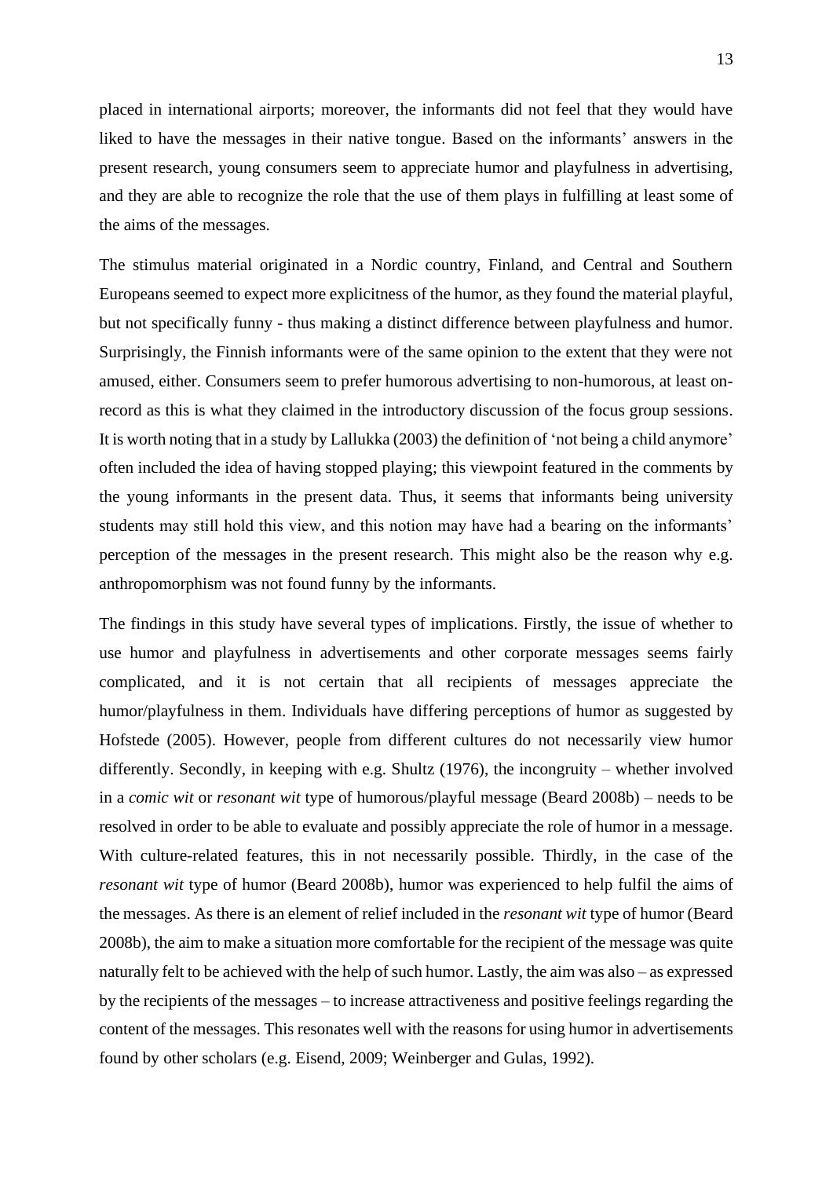placed in international airports; moreover, the informants did not feel that they would have liked to have the messages in their native tongue. Based on the informants' answers in the present research, young consumers seem to appreciate humor and playfulness in advertising, and they are able to recognize the role that the use of them plays in fulfilling at least some of the aims of the messages.

The stimulus material originated in a Nordic country, Finland, and Central and Southern Europeans seemed to expect more explicitness of the humor, as they found the material playful, but not specifically funny - thus making a distinct difference between playfulness and humor. Surprisingly, the Finnish informants were of the same opinion to the extent that they were not amused, either. Consumers seem to prefer humorous advertising to non-humorous, at least on-record as this is what they claimed in the introductory discussion of the focus group sessions. It is worth noting that in a study by Lallukka (2003) the definition of 'not being a child anymore' often included the idea of having stopped playing; this viewpoint featured in the comments by the young informants in the present data. Thus, it seems that informants being university students may still hold this view, and this notion may have had a bearing on the informants' perception of the messages in the present research. This might also be the reason why e.g. anthropomorphism was not found funny by the informants.

The findings in this study have several types of implications. Firstly, the issue of whether to use humor and playfulness in advertisements and other corporate messages seems fairly complicated, and it is not certain that all recipients of messages appreciate the humor/playfulness in them. Individuals have differing perceptions of humor as suggested by Hofstede (2005). However, people from different cultures do not necessarily view humor differently. Secondly, in keeping with e.g. Shultz (1976), the incongruity – whether involved in a *comic wit* or *resonant wit* type of humorous/playful message (Beard 2008b) – needs to be resolved in order to be able to evaluate and possibly appreciate the role of humor in a message. With culture-related features, this in not necessarily possible. Thirdly, in the case of the *resonant wit* type of humor (Beard 2008b), humor was experienced to help fulfil the aims of the messages. As there is an element of relief included in the *resonant wit* type of humor (Beard 2008b), the aim to make a situation more comfortable for the recipient of the message was quite naturally felt to be achieved with the help of such humor. Lastly, the aim was also – as expressed by the recipients of the messages – to increase attractiveness and positive feelings regarding the content of the messages. This resonates well with the reasons for using humor in advertisements found by other scholars (e.g. Eisend, 2009; Weinberger and Gulas, 1992).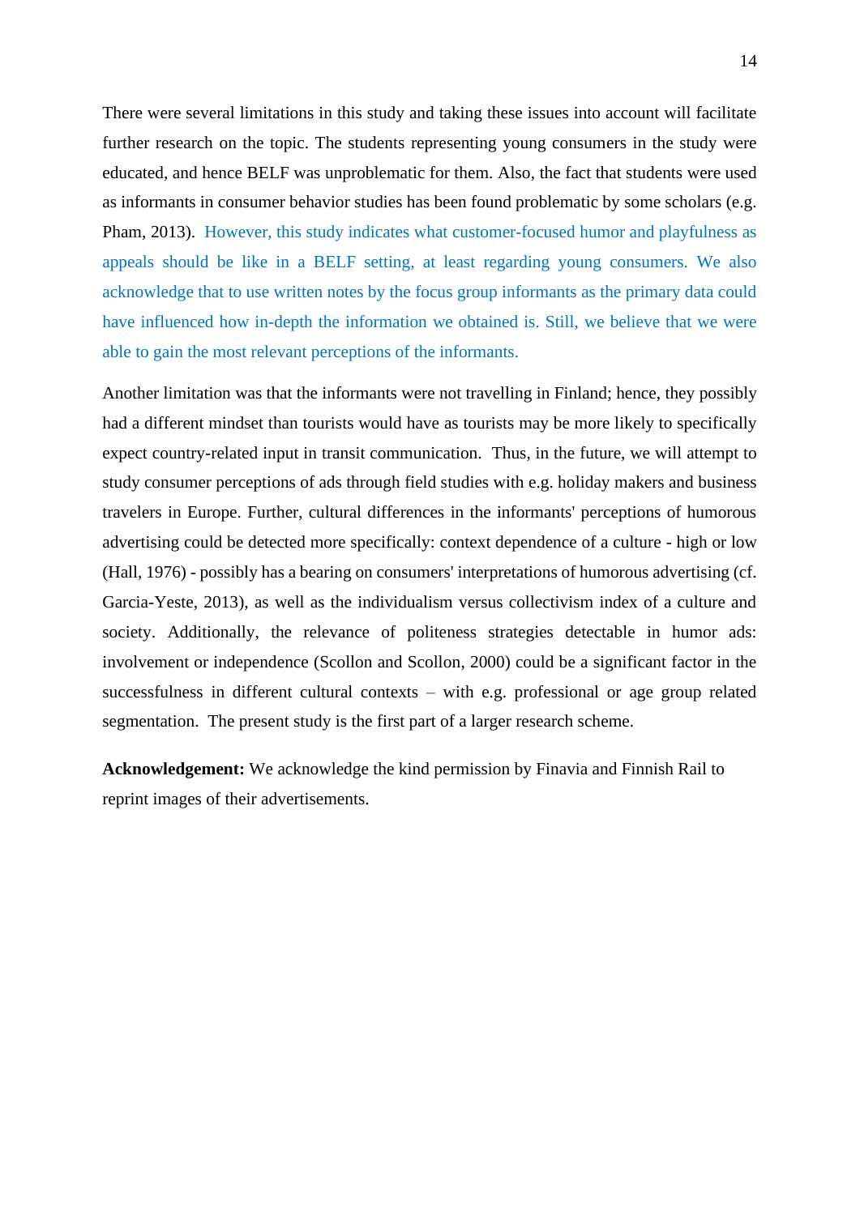There were several limitations in this study and taking these issues into account will facilitate further research on the topic. The students representing young consumers in the study were educated, and hence BELF was unproblematic for them. Also, the fact that students were used as informants in consumer behavior studies has been found problematic by some scholars (e.g. Pham, 2013). However, this study indicates what customer-focused humor and playfulness as appeals should be like in a BELF setting, at least regarding young consumers. We also acknowledge that to use written notes by the focus group informants as the primary data could have influenced how in-depth the information we obtained is. Still, we believe that we were able to gain the most relevant perceptions of the informants.

Another limitation was that the informants were not travelling in Finland; hence, they possibly had a different mindset than tourists would have as tourists may be more likely to specifically expect country-related input in transit communication. Thus, in the future, we will attempt to study consumer perceptions of ads through field studies with e.g. holiday makers and business travelers in Europe. Further, cultural differences in the informants' perceptions of humorous advertising could be detected more specifically: context dependence of a culture - high or low (Hall, 1976) - possibly has a bearing on consumers' interpretations of humorous advertising (cf. Garcia-Yeste, 2013), as well as the individualism versus collectivism index of a culture and society. Additionally, the relevance of politeness strategies detectable in humor ads: involvement or independence (Scollon and Scollon, 2000) could be a significant factor in the successfulness in different cultural contexts – with e.g. professional or age group related segmentation. The present study is the first part of a larger research scheme.

**Acknowledgement:** We acknowledge the kind permission by Finavia and Finnish Rail to reprint images of their advertisements.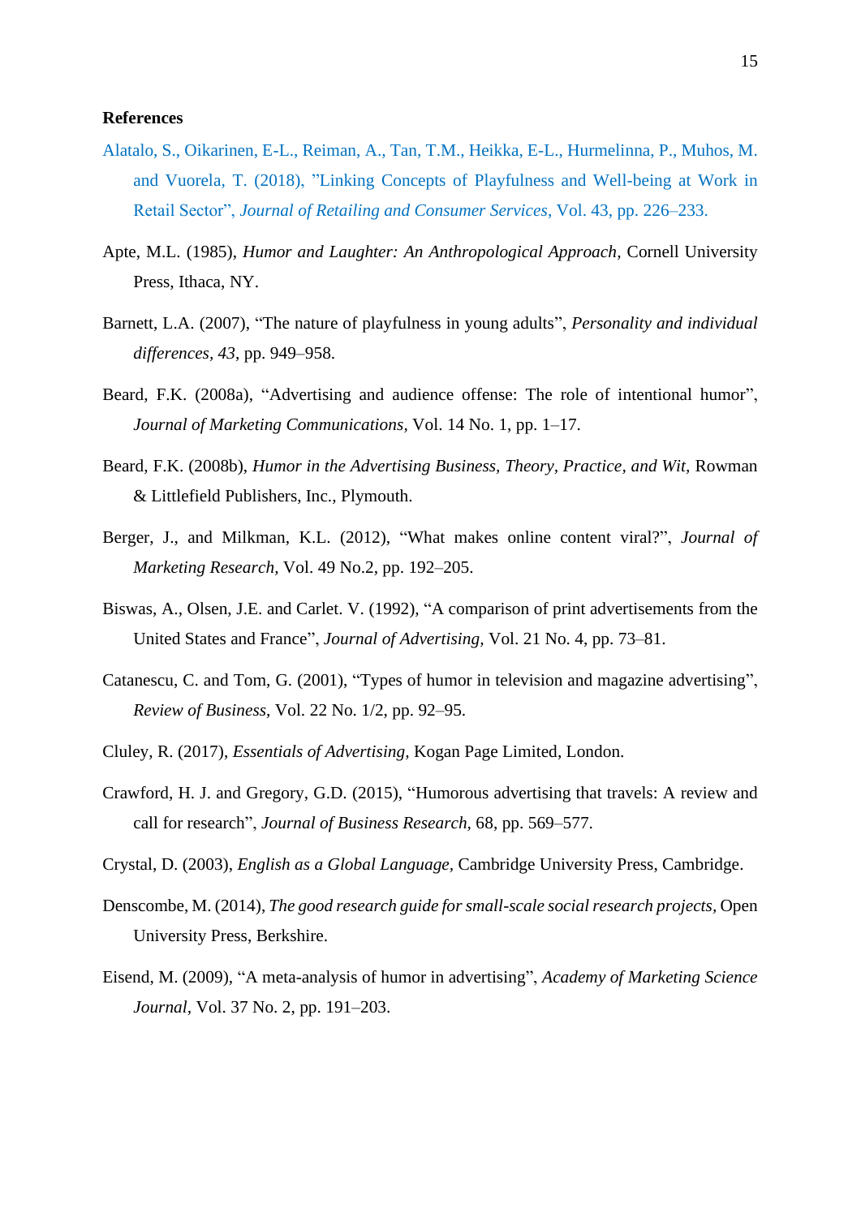**References**

Alatalo, S., Oikarinen, E-L., Reiman, A., Tan, T.M., Heikka, E-L., Hurmelinna, P., Muhos, M. and Vuorela, T. (2018), ”Linking Concepts of Playfulness and Well-being at Work in Retail Sector”, *Journal of Retailing and Consumer Services*, Vol. 43, pp. 226–233.

Apte, M.L. (1985), *Humor and Laughter: An Anthropological Approach*, Cornell University Press, Ithaca, NY.

Barnett, L.A. (2007), “The nature of playfulness in young adults”, *Personality and individual differences*, *43*, pp. 949–958.

Beard, F.K. (2008a), “Advertising and audience offense: The role of intentional humor”, *Journal of Marketing Communications*, Vol. 14 No. 1, pp. 1–17.

Beard, F.K. (2008b), *Humor in the Advertising Business, Theory, Practice, and Wit*, Rowman & Littlefield Publishers, Inc., Plymouth.

Berger, J., and Milkman, K.L. (2012), “What makes online content viral?”, *Journal of Marketing Research*, Vol. 49 No.2, pp. 192–205.

Biswas, A., Olsen, J.E. and Carlet. V. (1992), “A comparison of print advertisements from the United States and France”, *Journal of Advertising*, Vol. 21 No. 4, pp. 73–81.

Catanescu, C. and Tom, G. (2001), “Types of humor in television and magazine advertising”, *Review of Business*, Vol. 22 No. 1/2, pp. 92–95.

Cluley, R. (2017), *Essentials of Advertising*, Kogan Page Limited, London.

Crawford, H. J. and Gregory, G.D. (2015), “Humorous advertising that travels: A review and call for research”, *Journal of Business Research*, 68, pp. 569–577.

Crystal, D. (2003), *English as a Global Language*, Cambridge University Press, Cambridge.

Denscombe, M. (2014), *The good research guide for small-scale social research projects*, Open University Press, Berkshire.

Eisend, M. (2009), “A meta-analysis of humor in advertising”, *Academy of Marketing Science Journal*, Vol. 37 No. 2, pp. 191–203.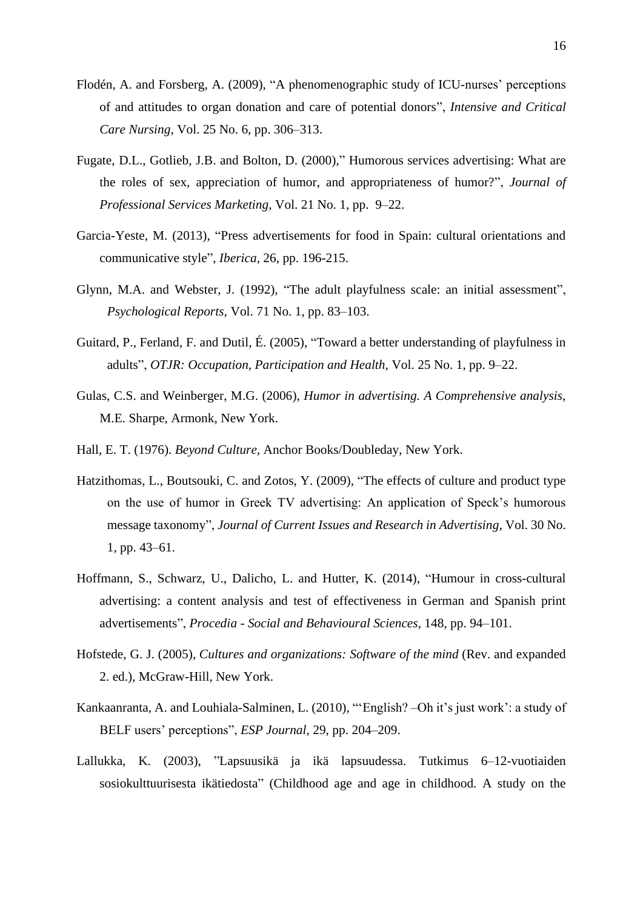Flodén, A. and Forsberg, A. (2009), “A phenomenographic study of ICU-nurses’ perceptions of and attitudes to organ donation and care of potential donors”, *Intensive and Critical Care Nursing*, Vol. 25 No. 6, pp. 306–313.

Fugate, D.L., Gotlieb, J.B. and Bolton, D. (2000),” Humorous services advertising: What are the roles of sex, appreciation of humor, and appropriateness of humor?”, *Journal of Professional Services Marketing*, Vol. 21 No. 1, pp. 9–22.

Garcia-Yeste, M. (2013), “Press advertisements for food in Spain: cultural orientations and communicative style”, *Iberica*, 26, pp. 196-215.

Glynn, M.A. and Webster, J. (1992), “The adult playfulness scale: an initial assessment”, *Psychological Reports*, Vol. 71 No. 1, pp. 83–103.

Guitard, P., Ferland, F. and Dutil, É. (2005), “Toward a better understanding of playfulness in adults”, *OTJR: Occupation, Participation and Health*, Vol. 25 No. 1, pp. 9–22.

Gulas, C.S. and Weinberger, M.G. (2006), *Humor in advertising. A Comprehensive analysis*, M.E. Sharpe, Armonk, New York.

Hall, E. T. (1976). *Beyond Culture*, Anchor Books/Doubleday, New York.

Hatzithomas, L., Boutsouki, C. and Zotos, Y. (2009), “The effects of culture and product type on the use of humor in Greek TV advertising: An application of Speck’s humorous message taxonomy”, *Journal of Current Issues and Research in Advertising*, Vol. 30 No. 1, pp. 43–61.

Hoffmann, S., Schwarz, U., Dalicho, L. and Hutter, K. (2014), “Humour in cross-cultural advertising: a content analysis and test of effectiveness in German and Spanish print advertisements”, *Procedia - Social and Behavioural Sciences*, 148, pp. 94–101.

Hofstede, G. J. (2005), *Cultures and organizations: Software of the mind* (Rev. and expanded 2. ed.), McGraw-Hill, New York.

Kankaanranta, A. and Louhiala-Salminen, L. (2010), “‘English? –Oh it’s just work’: a study of BELF users’ perceptions”, *ESP Journal*, 29, pp. 204–209.

Lallukka, K. (2003), ”Lapsuusikä ja ikä lapsuudessa. Tutkimus 6–12-vuotiaiden sosiokulttuurisesta ikätiedosta” (Childhood age and age in childhood. A study on the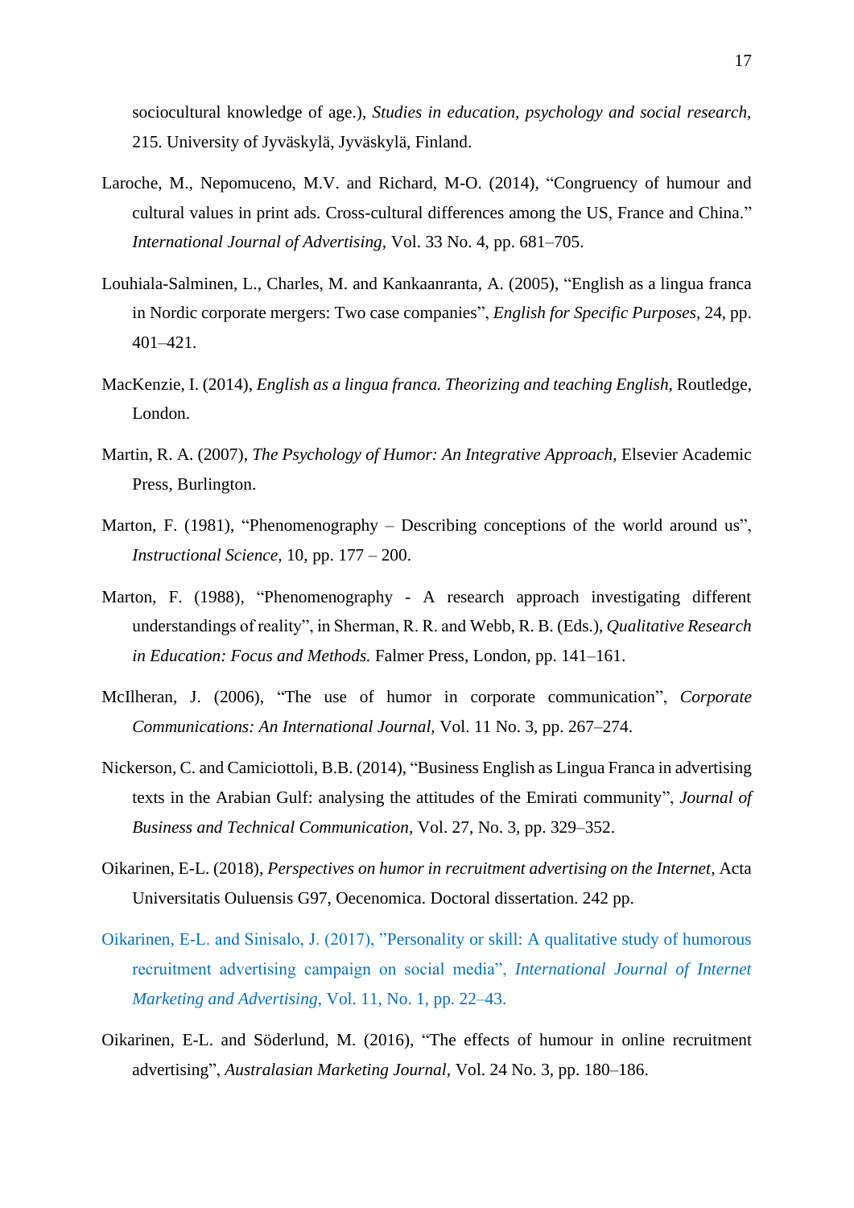sociocultural knowledge of age.), *Studies in education, psychology and social research,* 215. University of Jyväskylä, Jyväskylä, Finland.

Laroche, M., Nepomuceno, M.V. and Richard, M-O. (2014), "Congruency of humour and cultural values in print ads. Cross-cultural differences among the US, France and China." *International Journal of Advertising,* Vol. 33 No. 4, pp. 681–705.

Louhiala-Salminen, L., Charles, M. and Kankaanranta, A. (2005), "English as a lingua franca in Nordic corporate mergers: Two case companies", *English for Specific Purposes,* 24, pp. 401–421.

MacKenzie, I. (2014), *English as a lingua franca. Theorizing and teaching English,* Routledge, London.

Martin, R. A. (2007), *The Psychology of Humor: An Integrative Approach,* Elsevier Academic Press, Burlington.

Marton, F. (1981), "Phenomenography – Describing conceptions of the world around us", *Instructional Science,* 10, pp. 177 – 200.

Marton, F. (1988), "Phenomenography - A research approach investigating different understandings of reality", in Sherman, R. R. and Webb, R. B. (Eds.), *Qualitative Research in Education: Focus and Methods.* Falmer Press, London, pp. 141–161.

McIlheran, J. (2006), "The use of humor in corporate communication", *Corporate Communications: An International Journal,* Vol. 11 No. 3, pp. 267–274.

Nickerson, C. and Camiciottoli, B.B. (2014), "Business English as Lingua Franca in advertising texts in the Arabian Gulf: analysing the attitudes of the Emirati community", *Journal of Business and Technical Communication,* Vol. 27, No. 3, pp. 329–352.

Oikarinen, E-L. (2018), *Perspectives on humor in recruitment advertising on the Internet,* Acta Universitatis Ouluensis G97, Oecenomica. Doctoral dissertation. 242 pp.

Oikarinen, E-L. and Sinisalo, J. (2017), "Personality or skill: A qualitative study of humorous recruitment advertising campaign on social media", *International Journal of Internet Marketing and Advertising,* Vol. 11, No. 1, pp. 22–43.

Oikarinen, E-L. and Söderlund, M. (2016), "The effects of humour in online recruitment advertising", *Australasian Marketing Journal,* Vol. 24 No. 3, pp. 180–186.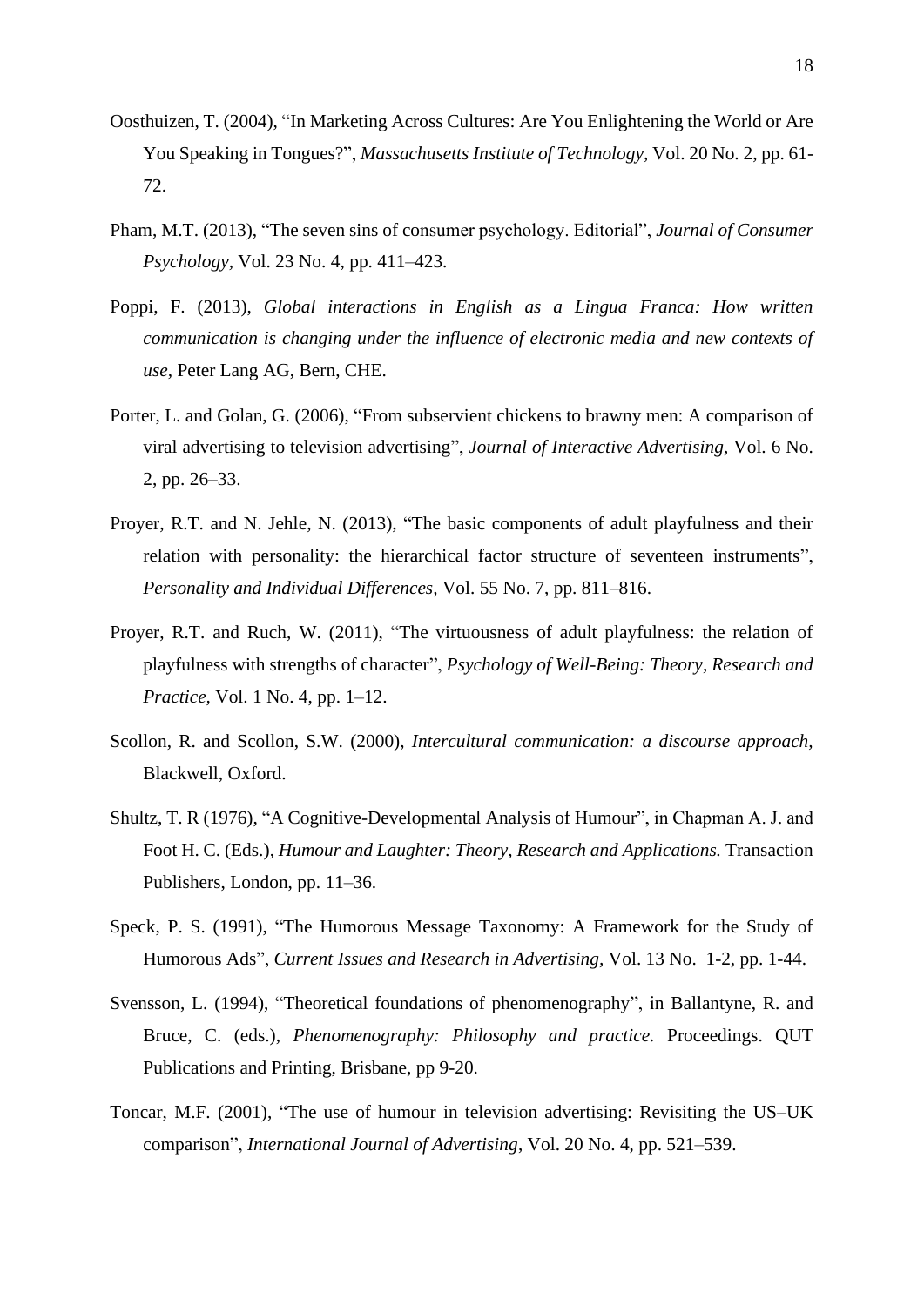Oosthuizen, T. (2004), "In Marketing Across Cultures: Are You Enlightening the World or Are You Speaking in Tongues?", *Massachusetts Institute of Technology,* Vol. 20 No. 2, pp. 61-72.

Pham, M.T. (2013), "The seven sins of consumer psychology. Editorial", *Journal of Consumer Psychology,* Vol. 23 No. 4, pp. 411–423.

Poppi, F. (2013), *Global interactions in English as a Lingua Franca: How written communication is changing under the influence of electronic media and new contexts of use,* Peter Lang AG, Bern, CHE.

Porter, L. and Golan, G. (2006), "From subservient chickens to brawny men: A comparison of viral advertising to television advertising", *Journal of Interactive Advertising,* Vol. 6 No. 2, pp. 26–33.

Proyer, R.T. and N. Jehle, N. (2013), "The basic components of adult playfulness and their relation with personality: the hierarchical factor structure of seventeen instruments", *Personality and Individual Differences,* Vol. 55 No. 7, pp. 811–816.

Proyer, R.T. and Ruch, W. (2011), "The virtuousness of adult playfulness: the relation of playfulness with strengths of character", *Psychology of Well-Being: Theory, Research and Practice,* Vol. 1 No. 4, pp. 1–12.

Scollon, R. and Scollon, S.W. (2000), *Intercultural communication: a discourse approach,* Blackwell, Oxford.

Shultz, T. R (1976), "A Cognitive-Developmental Analysis of Humour", in Chapman A. J. and Foot H. C. (Eds.), *Humour and Laughter: Theory, Research and Applications.* Transaction Publishers, London, pp. 11–36.

Speck, P. S. (1991), "The Humorous Message Taxonomy: A Framework for the Study of Humorous Ads", *Current Issues and Research in Advertising,* Vol. 13 No. 1-2, pp. 1-44.

Svensson, L. (1994), "Theoretical foundations of phenomenography", in Ballantyne, R. and Bruce, C. (eds.), *Phenomenography: Philosophy and practice.* Proceedings. QUT Publications and Printing, Brisbane, pp 9-20.

Toncar, M.F. (2001), "The use of humour in television advertising: Revisiting the US–UK comparison", *International Journal of Advertising*, Vol. 20 No. 4, pp. 521–539.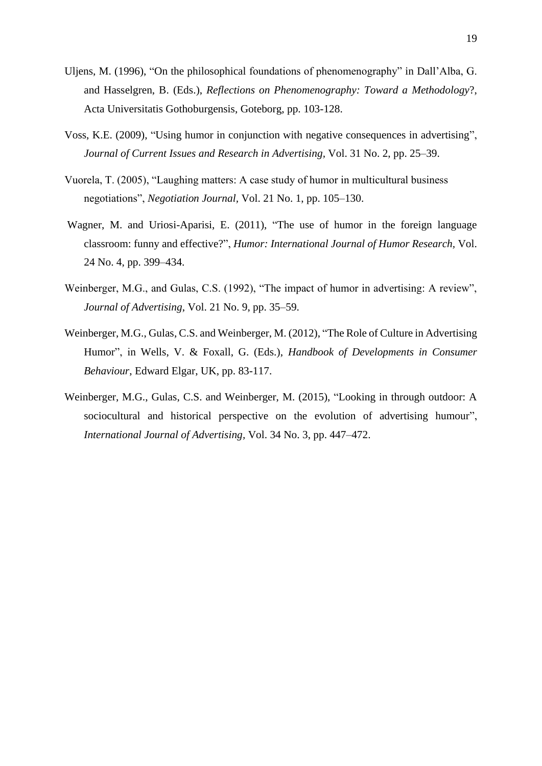Uljens, M. (1996), "On the philosophical foundations of phenomenography" in Dall'Alba, G. and Hasselgren, B. (Eds.), *Reflections on Phenomenography: Toward a Methodology*?, Acta Universitatis Gothoburgensis, Goteborg, pp. 103-128.

Voss, K.E. (2009), "Using humor in conjunction with negative consequences in advertising", *Journal of Current Issues and Research in Advertising*, Vol. 31 No. 2, pp. 25–39.

Vuorela, T. (2005), "Laughing matters: A case study of humor in multicultural business negotiations", *Negotiation Journal*, Vol. 21 No. 1, pp. 105–130.

Wagner, M. and Uriosi-Aparisi, E. (2011), "The use of humor in the foreign language classroom: funny and effective?", *Humor: International Journal of Humor Research*, Vol. 24 No. 4, pp. 399–434.

Weinberger, M.G., and Gulas, C.S. (1992), "The impact of humor in advertising: A review", *Journal of Advertising*, Vol. 21 No. 9, pp. 35–59.

Weinberger, M.G., Gulas, C.S. and Weinberger, M. (2012), "The Role of Culture in Advertising Humor", in Wells, V. & Foxall, G. (Eds.), *Handbook of Developments in Consumer Behaviour*, Edward Elgar, UK, pp. 83-117.

Weinberger, M.G., Gulas, C.S. and Weinberger, M. (2015), "Looking in through outdoor: A sociocultural and historical perspective on the evolution of advertising humour", *International Journal of Advertising*, Vol. 34 No. 3, pp. 447–472.